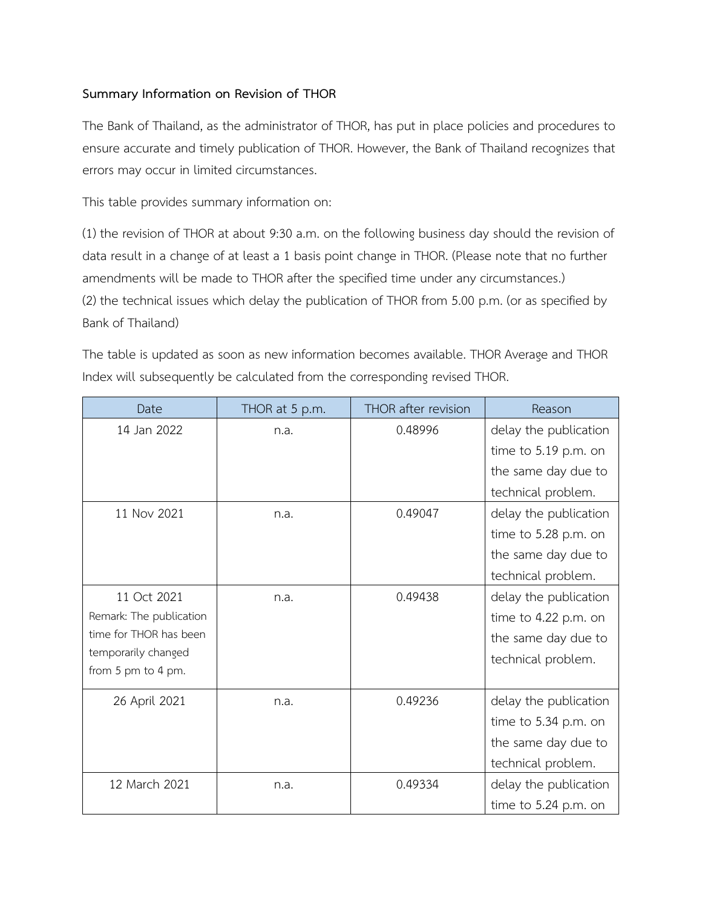**Summary Information on Revision of THOR**

The Bank of Thailand, as the administrator of THOR, has put in place policies and procedures to ensure accurate and timely publication of THOR. However, the Bank of Thailand recognizes that errors may occur in limited circumstances.

This table provides summary information on:

(1) the revision of THOR at about 9:30 a.m. on the following business day should the revision of data result in a change of at least a 1 basis point change in THOR. (Please note that no further amendments will be made to THOR after the specified time under any circumstances.)
(2) the technical issues which delay the publication of THOR from 5.00 p.m. (or as specified by Bank of Thailand)

The table is updated as soon as new information becomes available. THOR Average and THOR Index will subsequently be calculated from the corresponding revised THOR.

| Date | THOR at 5 p.m. | THOR after revision | Reason |
|---|---|---|---|
| 14 Jan 2022 | n.a. | 0.48996 | delay the publication time to 5.19 p.m. on the same day due to technical problem. |
| 11 Nov 2021 | n.a. | 0.49047 | delay the publication time to 5.28 p.m. on the same day due to technical problem. |
| 11 Oct 2021<br>Remark: The publication time for THOR has been temporarily changed from 5 pm to 4 pm. | n.a. | 0.49438 | delay the publication time to 4.22 p.m. on the same day due to technical problem. |
| 26 April 2021 | n.a. | 0.49236 | delay the publication time to 5.34 p.m. on the same day due to technical problem. |
| 12 March 2021 | n.a. | 0.49334 | delay the publication time to 5.24 p.m. on |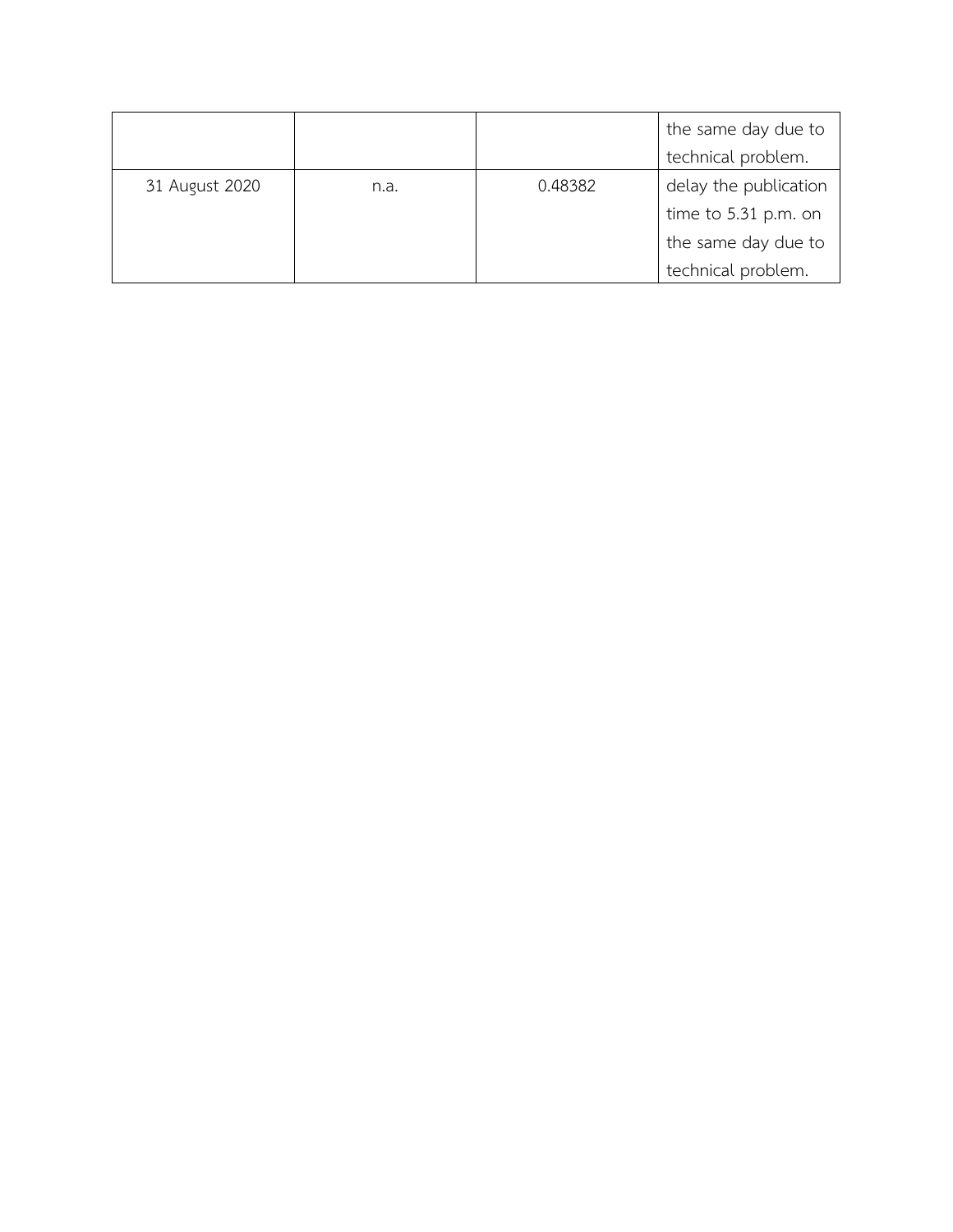| | | | |
|---|---|---|---|
| | | | the same day due to technical problem. |
| 31 August 2020 | n.a. | 0.48382 | delay the publication time to 5.31 p.m. on the same day due to technical problem. |